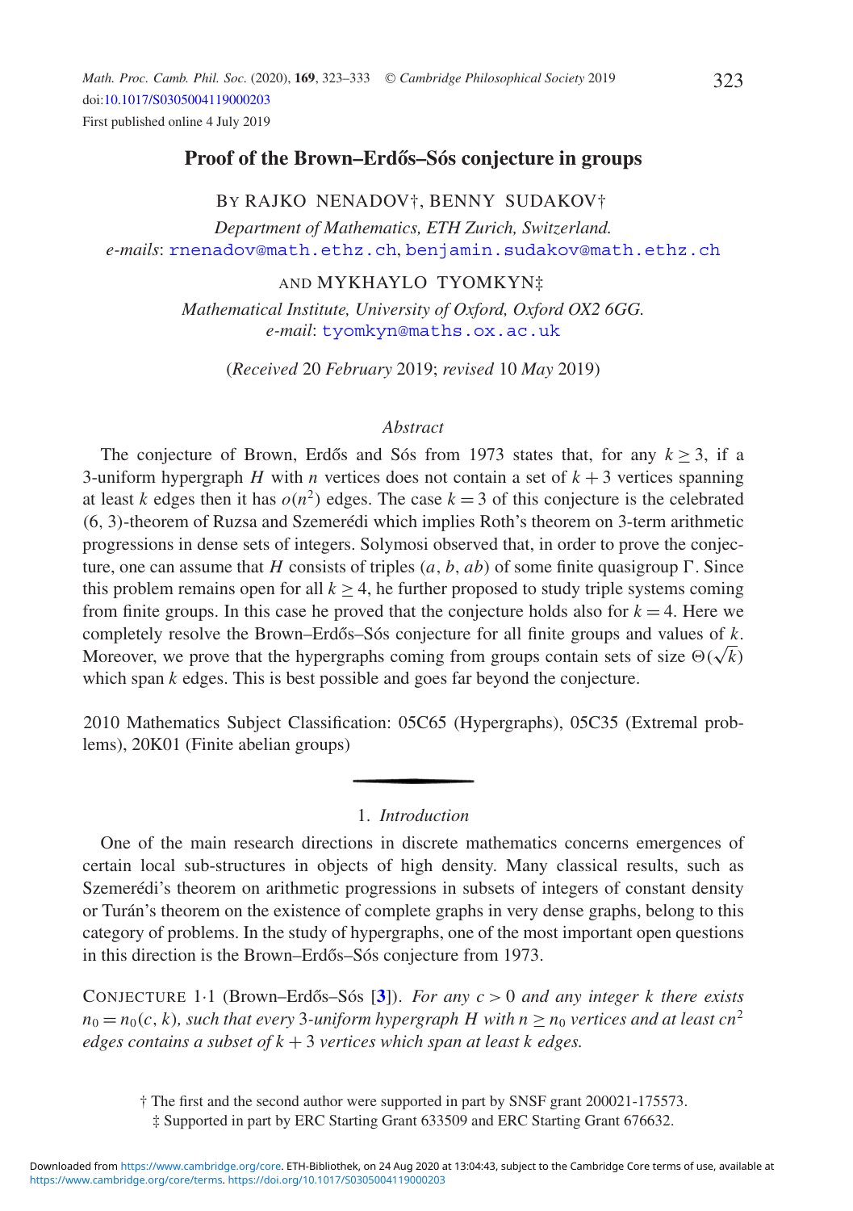# Proof of the Brown–Erdős–Sós conjecture in groups

BY RAJKO NENADOV†, BENNY SUDAKOV†

*Department of Mathematics, ETH Zurich, Switzerland.*
*e-mails*: rnenadov@math.ethz.ch, benjamin.sudakov@math.ethz.ch

AND MYKHAYLO TYOMKYN‡

*Mathematical Institute, University of Oxford, Oxford OX2 6GG.*
*e-mail*: tyomkyn@maths.ox.ac.uk

(*Received* 20 *February* 2019; *revised* 10 *May* 2019)

*Abstract*

The conjecture of Brown, Erdős and Sós from 1973 states that, for any $k \geq 3$, if a 3-uniform hypergraph $H$ with $n$ vertices does not contain a set of $k+3$ vertices spanning at least $k$ edges then it has $o(n^2)$ edges. The case $k = 3$ of this conjecture is the celebrated (6, 3)-theorem of Ruzsa and Szemerédi which implies Roth's theorem on 3-term arithmetic progressions in dense sets of integers. Solymosi observed that, in order to prove the conjecture, one can assume that $H$ consists of triples $(a, b, ab)$ of some finite quasigroup $\Gamma$. Since this problem remains open for all $k \geq 4$, he further proposed to study triple systems coming from finite groups. In this case he proved that the conjecture holds also for $k = 4$. Here we completely resolve the Brown–Erdős–Sós conjecture for all finite groups and values of $k$. Moreover, we prove that the hypergraphs coming from groups contain sets of size $\Theta(\sqrt{k})$ which span $k$ edges. This is best possible and goes far beyond the conjecture.

2010 Mathematics Subject Classification: 05C65 (Hypergraphs), 05C35 (Extremal problems), 20K01 (Finite abelian groups)

## 1. *Introduction*

One of the main research directions in discrete mathematics concerns emergences of certain local sub-structures in objects of high density. Many classical results, such as Szemerédi's theorem on arithmetic progressions in subsets of integers of constant density or Turán's theorem on the existence of complete graphs in very dense graphs, belong to this category of problems. In the study of hypergraphs, one of the most important open questions in this direction is the Brown–Erdős–Sós conjecture from 1973.

CONJECTURE 1·1 (Brown–Erdős–Sós [3]). *For any $c > 0$ and any integer $k$ there exists $n_0 = n_0(c, k)$, such that every 3-uniform hypergraph $H$ with $n \geq n_0$ vertices and at least $cn^2$ edges contains a subset of $k+3$ vertices which span at least $k$ edges.*

† The first and the second author were supported in part by SNSF grant 200021-175573.
‡ Supported in part by ERC Starting Grant 633509 and ERC Starting Grant 676632.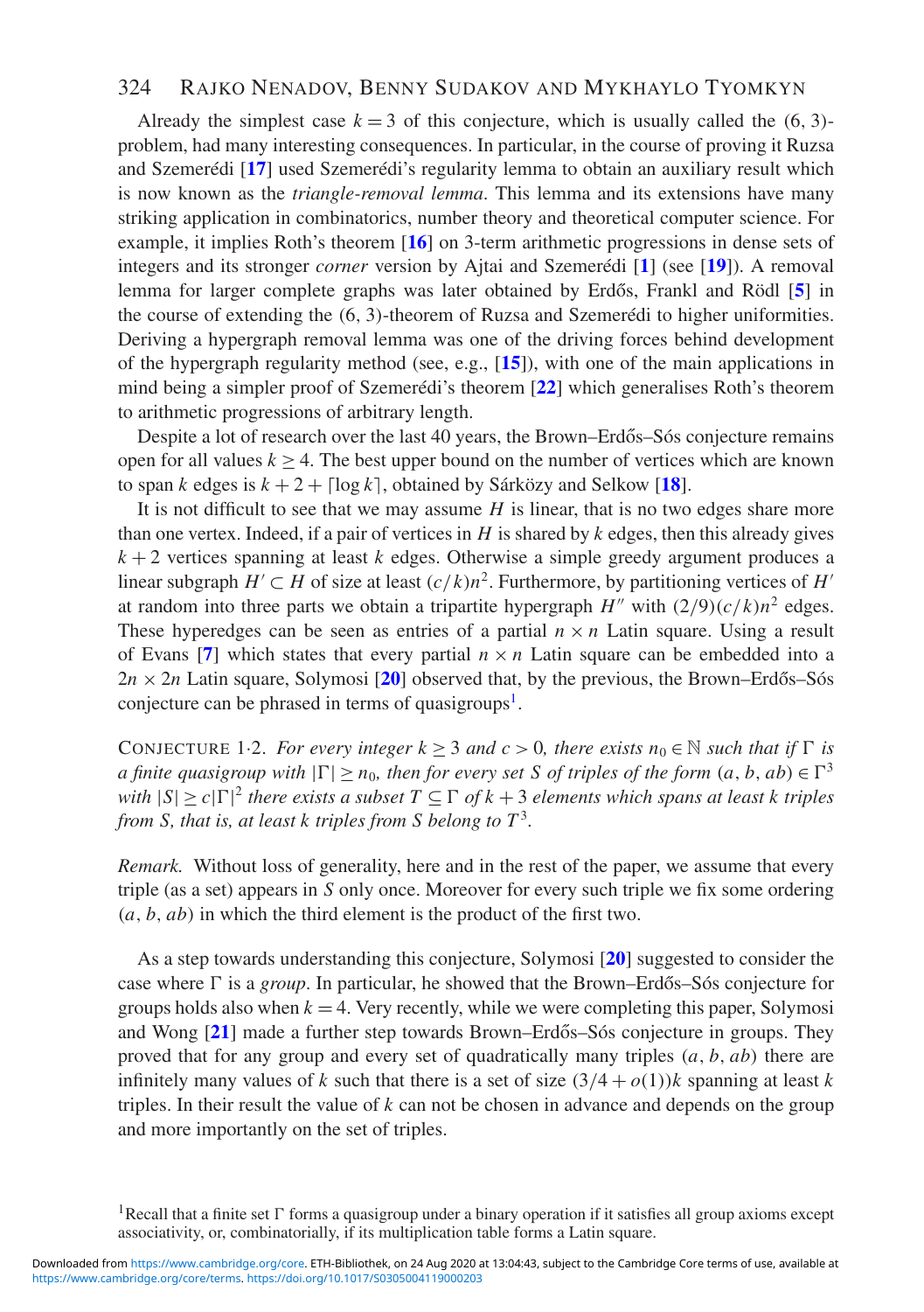Already the simplest case $k = 3$ of this conjecture, which is usually called the $(6, 3)$-problem, had many interesting consequences. In particular, in the course of proving it Ruzsa and Szemerédi [17] used Szemerédi's regularity lemma to obtain an auxiliary result which is now known as the *triangle-removal lemma*. This lemma and its extensions have many striking application in combinatorics, number theory and theoretical computer science. For example, it implies Roth's theorem [16] on 3-term arithmetic progressions in dense sets of integers and its stronger *corner* version by Ajtai and Szemerédi [1] (see [19]). A removal lemma for larger complete graphs was later obtained by Erdős, Frankl and Rödl [5] in the course of extending the $(6, 3)$-theorem of Ruzsa and Szemerédi to higher uniformities. Deriving a hypergraph removal lemma was one of the driving forces behind development of the hypergraph regularity method (see, e.g., [15]), with one of the main applications in mind being a simpler proof of Szemerédi's theorem [22] which generalises Roth's theorem to arithmetic progressions of arbitrary length.

Despite a lot of research over the last 40 years, the Brown–Erdős–Sós conjecture remains open for all values $k \geq 4$. The best upper bound on the number of vertices which are known to span $k$ edges is $k + 2 + \lceil \log k \rceil$, obtained by Sárközy and Selkow [18].

It is not difficult to see that we may assume $H$ is linear, that is no two edges share more than one vertex. Indeed, if a pair of vertices in $H$ is shared by $k$ edges, then this already gives $k + 2$ vertices spanning at least $k$ edges. Otherwise a simple greedy argument produces a linear subgraph $H' \subset H$ of size at least $(c/k)n^2$. Furthermore, by partitioning vertices of $H'$ at random into three parts we obtain a tripartite hypergraph $H''$ with $(2/9)(c/k)n^2$ edges. These hyperedges can be seen as entries of a partial $n \times n$ Latin square. Using a result of Evans [7] which states that every partial $n \times n$ Latin square can be embedded into a $2n \times 2n$ Latin square, Solymosi [20] observed that, by the previous, the Brown–Erdős–Sós conjecture can be phrased in terms of quasigroups[1].

CONJECTURE 1·2. *For every integer $k \geq 3$ and $c > 0$, there exists $n_0 \in \mathbb{N}$ such that if $\Gamma$ is a finite quasigroup with $|\Gamma| \geq n_0$, then for every set $S$ of triples of the form $(a, b, ab) \in \Gamma^3$ with $|S| \geq c|\Gamma|^2$ there exists a subset $T \subseteq \Gamma$ of $k + 3$ elements which spans at least $k$ triples from $S$, that is, at least $k$ triples from $S$ belong to $T^3$.*

*Remark.* Without loss of generality, here and in the rest of the paper, we assume that every triple (as a set) appears in $S$ only once. Moreover for every such triple we fix some ordering $(a, b, ab)$ in which the third element is the product of the first two.

As a step towards understanding this conjecture, Solymosi [20] suggested to consider the case where $\Gamma$ is a *group*. In particular, he showed that the Brown–Erdős–Sós conjecture for groups holds also when $k = 4$. Very recently, while we were completing this paper, Solymosi and Wong [21] made a further step towards Brown–Erdős–Sós conjecture in groups. They proved that for any group and every set of quadratically many triples $(a, b, ab)$ there are infinitely many values of $k$ such that there is a set of size $(3/4 + o(1))k$ spanning at least $k$ triples. In their result the value of $k$ can not be chosen in advance and depends on the group and more importantly on the set of triples.

[1] Recall that a finite set $\Gamma$ forms a quasigroup under a binary operation if it satisfies all group axioms except associativity, or, combinatorially, if its multiplication table forms a Latin square.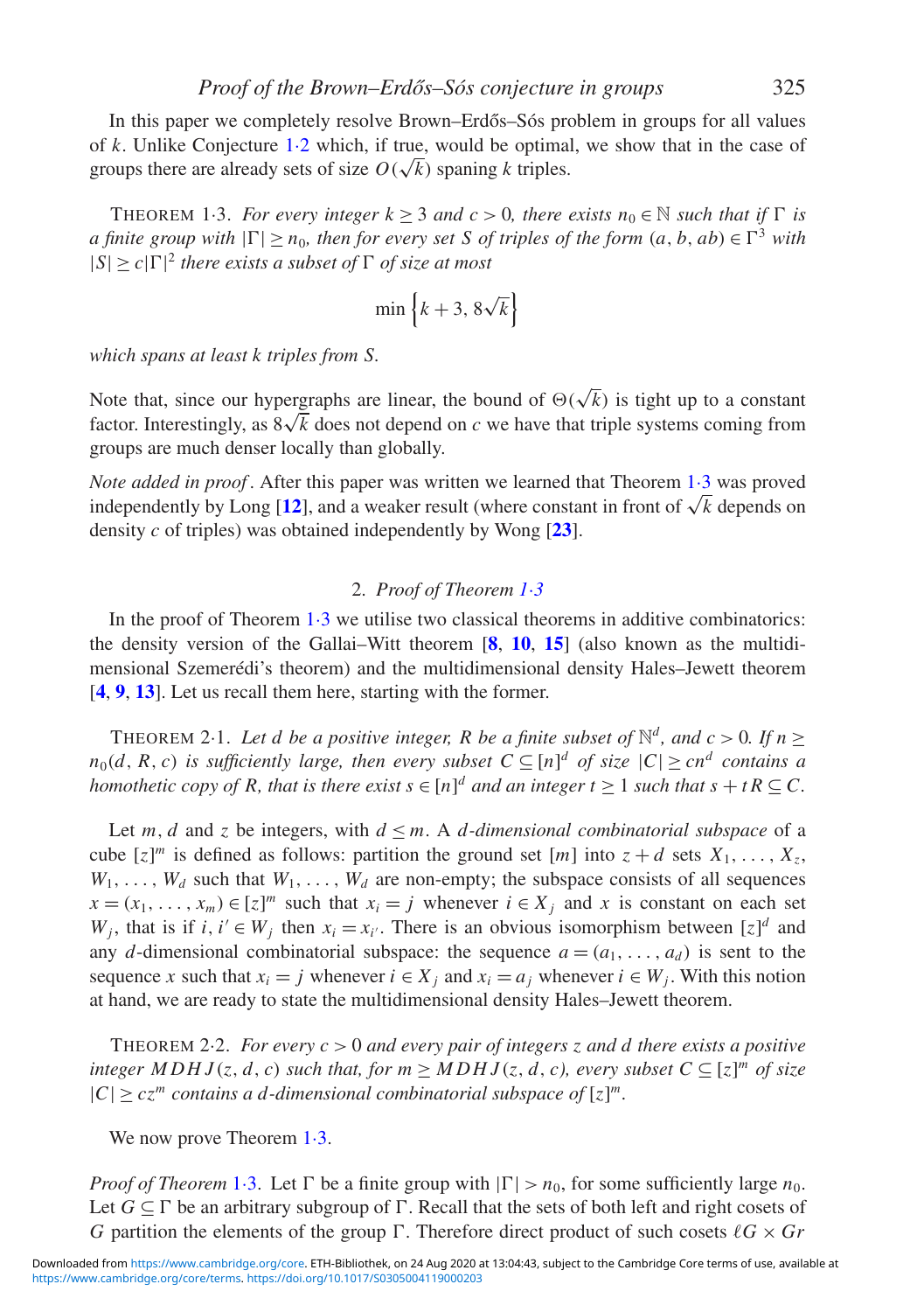In this paper we completely resolve Brown–Erdős–Sós problem in groups for all values of $k$. Unlike Conjecture 1·2 which, if true, would be optimal, we show that in the case of groups there are already sets of size $O(\sqrt{k})$ spaning $k$ triples.

THEOREM 1·3. *For every integer $k \geq 3$ and $c > 0$, there exists $n_0 \in \mathbb{N}$ such that if $\Gamma$ is a finite group with $|\Gamma| \geq n_0$, then for every set $S$ of triples of the form $(a, b, ab) \in \Gamma^3$ with $|S| \geq c|\Gamma|^2$ there exists a subset of $\Gamma$ of size at most*

$$\min\left\{k+3,\ 8\sqrt{k}\right\}$$

*which spans at least $k$ triples from $S$.*

Note that, since our hypergraphs are linear, the bound of $\Theta(\sqrt{k})$ is tight up to a constant factor. Interestingly, as $8\sqrt{k}$ does not depend on $c$ we have that triple systems coming from groups are much denser locally than globally.

*Note added in proof*. After this paper was written we learned that Theorem 1·3 was proved independently by Long [**12**], and a weaker result (where constant in front of $\sqrt{k}$ depends on density $c$ of triples) was obtained independently by Wong [**23**].

## 2. *Proof of Theorem 1·3*

In the proof of Theorem 1·3 we utilise two classical theorems in additive combinatorics: the density version of the Gallai–Witt theorem [**8**, **10**, **15**] (also known as the multidimensional Szemerédi's theorem) and the multidimensional density Hales–Jewett theorem [**4**, **9**, **13**]. Let us recall them here, starting with the former.

THEOREM 2·1. *Let $d$ be a positive integer, $R$ be a finite subset of $\mathbb{N}^d$, and $c > 0$. If $n \geq n_0(d, R, c)$ is sufficiently large, then every subset $C \subseteq [n]^d$ of size $|C| \geq cn^d$ contains a homothetic copy of $R$, that is there exist $s \in [n]^d$ and an integer $t \geq 1$ such that $s + tR \subseteq C$.*

Let $m$, $d$ and $z$ be integers, with $d \leq m$. A *$d$-dimensional combinatorial subspace* of a cube $[z]^m$ is defined as follows: partition the ground set $[m]$ into $z + d$ sets $X_1, \ldots, X_z$, $W_1, \ldots, W_d$ such that $W_1, \ldots, W_d$ are non-empty; the subspace consists of all sequences $x = (x_1, \ldots, x_m) \in [z]^m$ such that $x_i = j$ whenever $i \in X_j$ and $x$ is constant on each set $W_j$, that is if $i, i' \in W_j$ then $x_i = x_{i'}$. There is an obvious isomorphism between $[z]^d$ and any $d$-dimensional combinatorial subspace: the sequence $a = (a_1, \ldots, a_d)$ is sent to the sequence $x$ such that $x_i = j$ whenever $i \in X_j$ and $x_i = a_j$ whenever $i \in W_j$. With this notion at hand, we are ready to state the multidimensional density Hales–Jewett theorem.

THEOREM 2·2. *For every $c > 0$ and every pair of integers $z$ and $d$ there exists a positive integer $MDHJ(z, d, c)$ such that, for $m \geq MDHJ(z, d, c)$, every subset $C \subseteq [z]^m$ of size $|C| \geq cz^m$ contains a $d$-dimensional combinatorial subspace of $[z]^m$.*

We now prove Theorem 1·3.

*Proof of Theorem* 1·3. Let $\Gamma$ be a finite group with $|\Gamma| > n_0$, for some sufficiently large $n_0$. Let $G \subseteq \Gamma$ be an arbitrary subgroup of $\Gamma$. Recall that the sets of both left and right cosets of $G$ partition the elements of the group $\Gamma$. Therefore direct product of such cosets $\ell G \times Gr$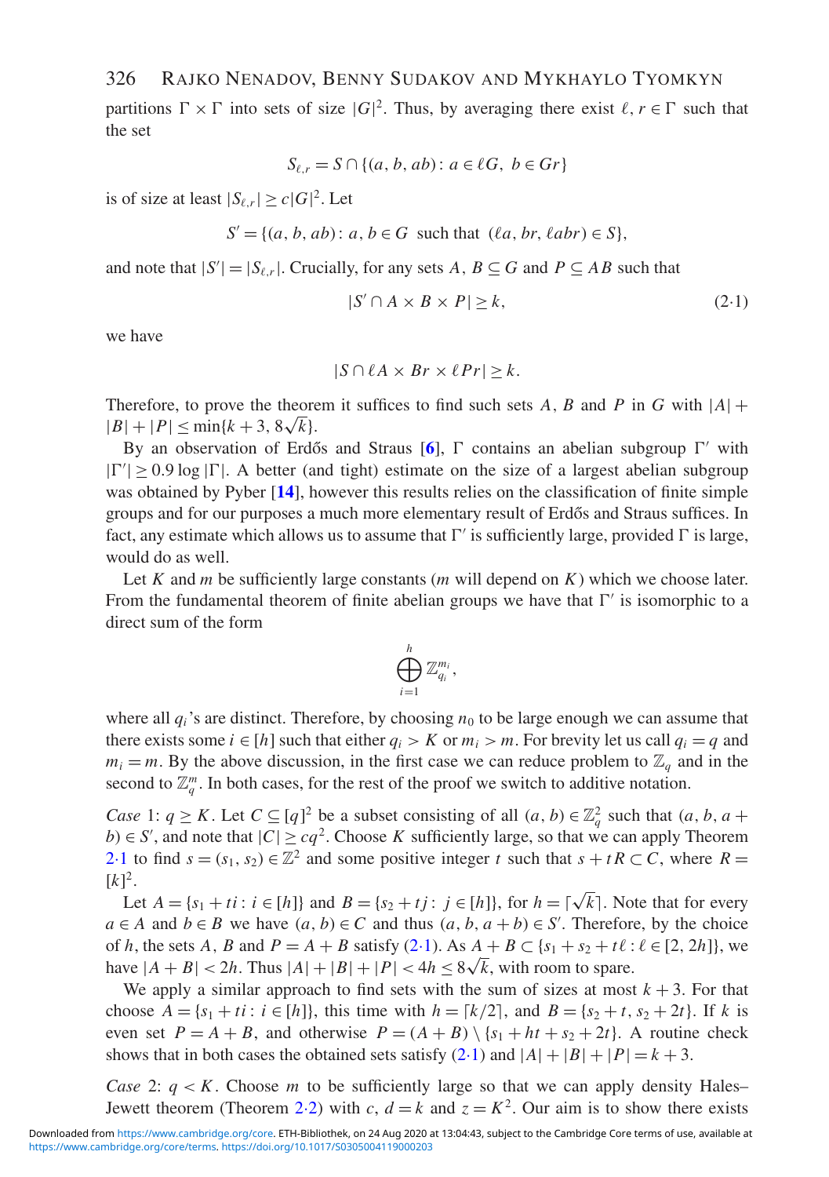partitions $\Gamma \times \Gamma$ into sets of size $|G|^2$. Thus, by averaging there exist $\ell, r \in \Gamma$ such that the set

$$S_{\ell,r} = S \cap \{(a, b, ab) \colon a \in \ell G,\ b \in Gr\}$$

is of size at least $|S_{\ell,r}| \geq c|G|^2$. Let

$$S' = \{(a, b, ab) \colon a, b \in G \ \text{ such that } \ (\ell a, br, \ell abr) \in S\},$$

and note that $|S'| = |S_{\ell,r}|$. Crucially, for any sets $A, B \subseteq G$ and $P \subseteq AB$ such that

$$|S' \cap A \times B \times P| \geq k, \tag{2·1}$$

we have

$$|S \cap \ell A \times Br \times \ell Pr| \geq k.$$

Therefore, to prove the theorem it suffices to find such sets $A$, $B$ and $P$ in $G$ with $|A| + |B| + |P| \leq \min\{k + 3, 8\sqrt{k}\}$.

By an observation of Erdős and Straus [6], $\Gamma$ contains an abelian subgroup $\Gamma'$ with $|\Gamma'| \geq 0.9 \log |\Gamma|$. A better (and tight) estimate on the size of a largest abelian subgroup was obtained by Pyber [14], however this results relies on the classification of finite simple groups and for our purposes a much more elementary result of Erdős and Straus suffices. In fact, any estimate which allows us to assume that $\Gamma'$ is sufficiently large, provided $\Gamma$ is large, would do as well.

Let $K$ and $m$ be sufficiently large constants ($m$ will depend on $K$) which we choose later. From the fundamental theorem of finite abelian groups we have that $\Gamma'$ is isomorphic to a direct sum of the form

$$\bigoplus_{i=1}^{h} \mathbb{Z}_{q_i}^{m_i},$$

where all $q_i$'s are distinct. Therefore, by choosing $n_0$ to be large enough we can assume that there exists some $i \in [h]$ such that either $q_i > K$ or $m_i > m$. For brevity let us call $q_i = q$ and $m_i = m$. By the above discussion, in the first case we can reduce problem to $\mathbb{Z}_q$ and in the second to $\mathbb{Z}_q^m$. In both cases, for the rest of the proof we switch to additive notation.

*Case* 1: $q \geq K$. Let $C \subseteq [q]^2$ be a subset consisting of all $(a, b) \in \mathbb{Z}_q^2$ such that $(a, b, a + b) \in S'$, and note that $|C| \geq cq^2$. Choose $K$ sufficiently large, so that we can apply Theorem 2·1 to find $s = (s_1, s_2) \in \mathbb{Z}^2$ and some positive integer $t$ such that $s + tR \subset C$, where $R = [k]^2$.

Let $A = \{s_1 + ti \colon i \in [h]\}$ and $B = \{s_2 + tj \colon j \in [h]\}$, for $h = \lceil \sqrt{k} \rceil$. Note that for every $a \in A$ and $b \in B$ we have $(a, b) \in C$ and thus $(a, b, a + b) \in S'$. Therefore, by the choice of $h$, the sets $A$, $B$ and $P = A + B$ satisfy (2·1). As $A + B \subset \{s_1 + s_2 + t\ell \colon \ell \in [2, 2h]\}$, we have $|A + B| < 2h$. Thus $|A| + |B| + |P| < 4h \leq 8\sqrt{k}$, with room to spare.

We apply a similar approach to find sets with the sum of sizes at most $k + 3$. For that choose $A = \{s_1 + ti \colon i \in [h]\}$, this time with $h = \lceil k/2 \rceil$, and $B = \{s_2 + t, s_2 + 2t\}$. If $k$ is even set $P = A + B$, and otherwise $P = (A + B) \setminus \{s_1 + ht + s_2 + 2t\}$. A routine check shows that in both cases the obtained sets satisfy (2·1) and $|A| + |B| + |P| = k + 3$.

*Case* 2: $q < K$. Choose $m$ to be sufficiently large so that we can apply density Hales–Jewett theorem (Theorem 2·2) with $c$, $d = k$ and $z = K^2$. Our aim is to show there exists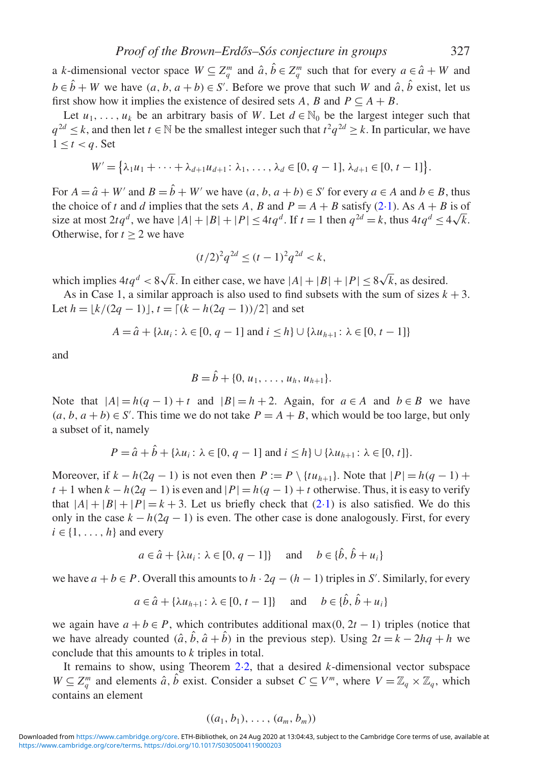a $k$-dimensional vector space $W \subseteq Z_q^m$ and $\hat{a}, \hat{b} \in Z_q^m$ such that for every $a \in \hat{a} + W$ and $b \in \hat{b} + W$ we have $(a, b, a + b) \in S'$. Before we prove that such $W$ and $\hat{a}, \hat{b}$ exist, let us first show how it implies the existence of desired sets $A$, $B$ and $P \subseteq A + B$.

Let $u_1, \ldots, u_k$ be an arbitrary basis of $W$. Let $d \in \mathbb{N}_0$ be the largest integer such that $q^{2d} \leq k$, and then let $t \in \mathbb{N}$ be the smallest integer such that $t^2 q^{2d} \geq k$. In particular, we have $1 \leq t < q$. Set

$$W' = \{\lambda_1 u_1 + \cdots + \lambda_{d+1} u_{d+1} \colon \lambda_1, \ldots, \lambda_d \in [0, q-1], \lambda_{d+1} \in [0, t-1]\}.$$

For $A = \hat{a} + W'$ and $B = \hat{b} + W'$ we have $(a, b, a + b) \in S'$ for every $a \in A$ and $b \in B$, thus the choice of $t$ and $d$ implies that the sets $A$, $B$ and $P = A + B$ satisfy (2·1). As $A + B$ is of size at most $2tq^d$, we have $|A| + |B| + |P| \leq 4tq^d$. If $t = 1$ then $q^{2d} = k$, thus $4tq^d \leq 4\sqrt{k}$. Otherwise, for $t \geq 2$ we have

$$(t/2)^2 q^{2d} \leq (t-1)^2 q^{2d} < k,$$

which implies $4tq^d < 8\sqrt{k}$. In either case, we have $|A| + |B| + |P| \leq 8\sqrt{k}$, as desired.

As in Case 1, a similar approach is also used to find subsets with the sum of sizes $k + 3$. Let $h = \lfloor k/(2q-1) \rfloor$, $t = \lceil (k - h(2q-1))/2 \rceil$ and set

$$A = \hat{a} + \{\lambda u_i \colon \lambda \in [0, q-1] \text{ and } i \leq h\} \cup \{\lambda u_{h+1} \colon \lambda \in [0, t-1]\}$$

and

$$B = \hat{b} + \{0, u_1, \ldots, u_h, u_{h+1}\}.$$

Note that $|A| = h(q-1) + t$ and $|B| = h + 2$. Again, for $a \in A$ and $b \in B$ we have $(a, b, a + b) \in S'$. This time we do not take $P = A + B$, which would be too large, but only a subset of it, namely

$$P = \hat{a} + \hat{b} + \{\lambda u_i \colon \lambda \in [0, q-1] \text{ and } i \leq h\} \cup \{\lambda u_{h+1} \colon \lambda \in [0, t]\}.$$

Moreover, if $k - h(2q-1)$ is not even then $P := P \setminus \{tu_{h+1}\}$. Note that $|P| = h(q-1) + t + 1$ when $k - h(2q-1)$ is even and $|P| = h(q-1) + t$ otherwise. Thus, it is easy to verify that $|A| + |B| + |P| = k + 3$. Let us briefly check that (2·1) is also satisfied. We do this only in the case $k - h(2q-1)$ is even. The other case is done analogously. First, for every $i \in \{1, \ldots, h\}$ and every

$$a \in \hat{a} + \{\lambda u_i \colon \lambda \in [0, q-1]\} \quad \text{and} \quad b \in \{\hat{b}, \hat{b} + u_i\}$$

we have $a + b \in P$. Overall this amounts to $h \cdot 2q - (h-1)$ triples in $S'$. Similarly, for every

$$a \in \hat{a} + \{\lambda u_{h+1} \colon \lambda \in [0, t-1]\} \quad \text{and} \quad b \in \{\hat{b}, \hat{b} + u_i\}$$

we again have $a + b \in P$, which contributes additional $\max(0, 2t - 1)$ triples (notice that we have already counted $(\hat{a}, \hat{b}, \hat{a} + \hat{b})$ in the previous step). Using $2t = k - 2hq + h$ we conclude that this amounts to $k$ triples in total.

It remains to show, using Theorem 2·2, that a desired $k$-dimensional vector subspace $W \subseteq Z_q^m$ and elements $\hat{a}, \hat{b}$ exist. Consider a subset $C \subseteq V^m$, where $V = \mathbb{Z}_q \times \mathbb{Z}_q$, which contains an element

$$((a_1, b_1), \ldots, (a_m, b_m))$$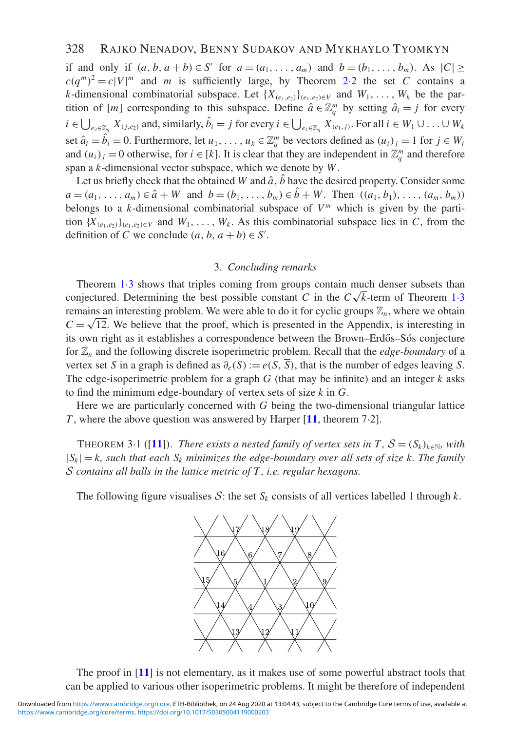if and only if $(a, b, a+b) \in S'$ for $a = (a_1, \ldots, a_m)$ and $b = (b_1, \ldots, b_m)$. As $|C| \geq c(q^m)^2 = c|V|^m$ and $m$ is sufficiently large, by Theorem 2·2 the set $C$ contains a $k$-dimensional combinatorial subspace. Let $\{X_{(e_1,e_2)}\}_{(e_1,e_2)\in V}$ and $W_1, \ldots, W_k$ be the partition of $[m]$ corresponding to this subspace. Define $\hat{a} \in \mathbb{Z}_q^m$ by setting $\hat{a}_i = j$ for every $i \in \bigcup_{e_2 \in \mathbb{Z}_q} X_{(j,e_2)}$ and, similarly, $\hat{b}_i = j$ for every $i \in \bigcup_{e_1 \in \mathbb{Z}_q} X_{(e_1,j)}$. For all $i \in W_1 \cup \ldots \cup W_k$ set $\hat{a}_i = \hat{b}_i = 0$. Furthermore, let $u_1, \ldots, u_k \in \mathbb{Z}_q^m$ be vectors defined as $(u_i)_j = 1$ for $j \in W_i$ and $(u_i)_j = 0$ otherwise, for $i \in [k]$. It is clear that they are independent in $\mathbb{Z}_q^m$ and therefore span a $k$-dimensional vector subspace, which we denote by $W$.

Let us briefly check that the obtained $W$ and $\hat{a}$, $\hat{b}$ have the desired property. Consider some $a = (a_1, \ldots, a_m) \in \hat{a} + W$ and $b = (b_1, \ldots, b_m) \in \hat{b} + W$. Then $((a_1, b_1), \ldots, (a_m, b_m))$ belongs to a $k$-dimensional combinatorial subspace of $V^m$ which is given by the partition $\{X_{(e_1,e_2)}\}_{(e_1,e_2)\in V}$ and $W_1, \ldots, W_k$. As this combinatorial subspace lies in $C$, from the definition of $C$ we conclude $(a, b, a+b) \in S'$.

## 3. *Concluding remarks*

Theorem 1·3 shows that triples coming from groups contain much denser subsets than conjectured. Determining the best possible constant $C$ in the $C\sqrt{k}$-term of Theorem 1·3 remains an interesting problem. We were able to do it for cyclic groups $\mathbb{Z}_n$, where we obtain $C = \sqrt{12}$. We believe that the proof, which is presented in the Appendix, is interesting in its own right as it establishes a correspondence between the Brown–Erdős–Sós conjecture for $\mathbb{Z}_n$ and the following discrete isoperimetric problem. Recall that the *edge-boundary* of a vertex set $S$ in a graph is defined as $\partial_e(S) := e(S, \overline{S})$, that is the number of edges leaving $S$. The edge-isoperimetric problem for a graph $G$ (that may be infinite) and an integer $k$ asks to find the minimum edge-boundary of vertex sets of size $k$ in $G$.

Here we are particularly concerned with $G$ being the two-dimensional triangular lattice $T$, where the above question was answered by Harper [11, theorem 7·2].

THEOREM 3·1 ([11]). *There exists a nested family of vertex sets in $T$, $\mathcal{S} = (S_k)_{k\in\mathbb{N}}$, with $|S_k| = k$, such that each $S_k$ minimizes the edge-boundary over all sets of size $k$. The family $\mathcal{S}$ contains all balls in the lattice metric of $T$, i.e. regular hexagons.*

The following figure visualises $\mathcal{S}$: the set $S_k$ consists of all vertices labelled 1 through $k$.

The proof in [11] is not elementary, as it makes use of some powerful abstract tools that can be applied to various other isoperimetric problems. It might be therefore of independent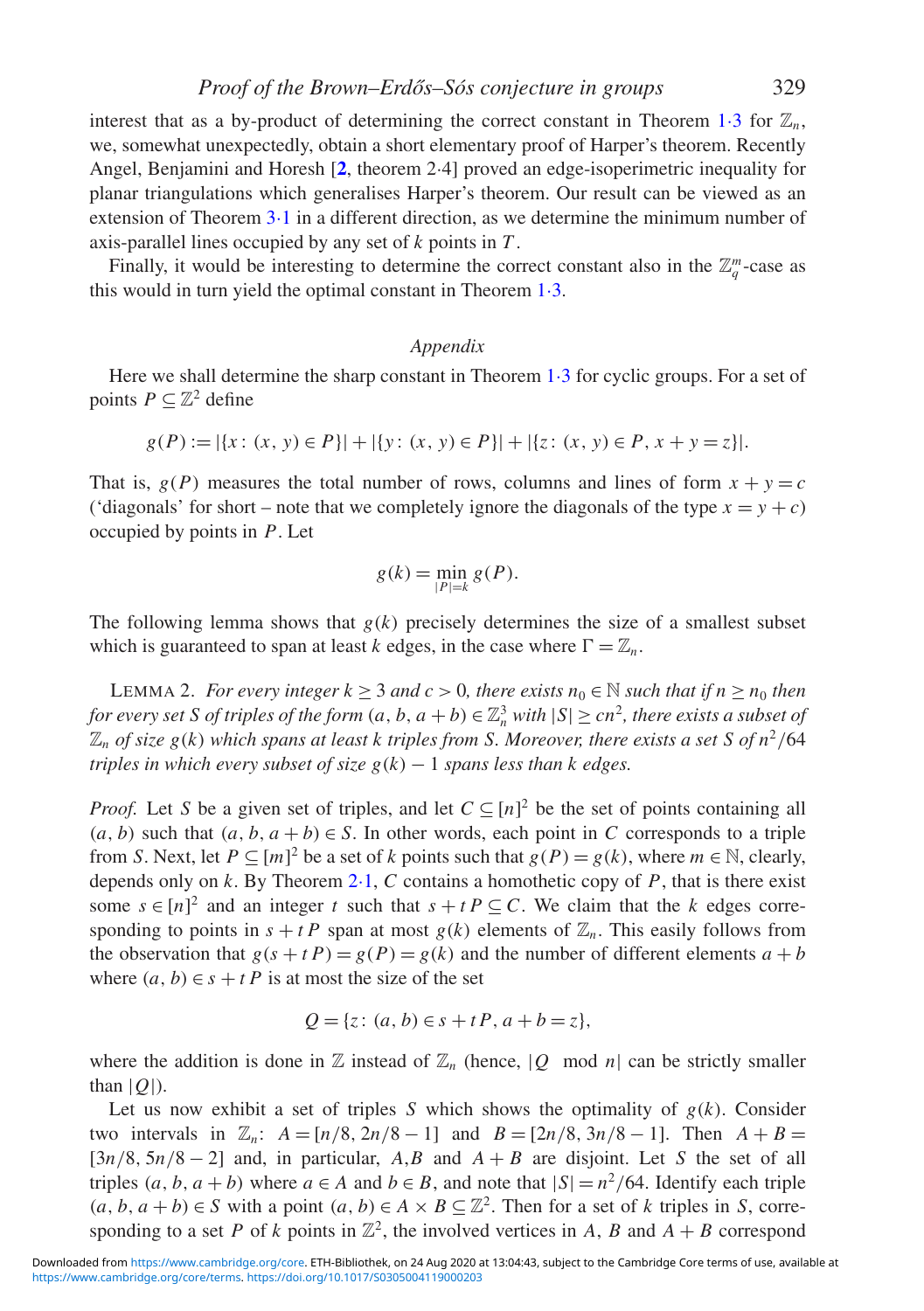interest that as a by-product of determining the correct constant in Theorem 1·3 for $\mathbb{Z}_n$, we, somewhat unexpectedly, obtain a short elementary proof of Harper's theorem. Recently Angel, Benjamini and Horesh [**2**, theorem 2·4] proved an edge-isoperimetric inequality for planar triangulations which generalises Harper's theorem. Our result can be viewed as an extension of Theorem 3·1 in a different direction, as we determine the minimum number of axis-parallel lines occupied by any set of $k$ points in $T$.

Finally, it would be interesting to determine the correct constant also in the $\mathbb{Z}_q^m$-case as this would in turn yield the optimal constant in Theorem 1·3.

## *Appendix*

Here we shall determine the sharp constant in Theorem 1·3 for cyclic groups. For a set of points $P \subseteq \mathbb{Z}^2$ define

$$g(P) := |\{x\colon (x, y) \in P\}| + |\{y\colon (x, y) \in P\}| + |\{z\colon (x, y) \in P, x + y = z\}|.$$

That is, $g(P)$ measures the total number of rows, columns and lines of form $x + y = c$ ('diagonals' for short – note that we completely ignore the diagonals of the type $x = y + c$) occupied by points in $P$. Let

$$g(k) = \min_{|P|=k} g(P).$$

The following lemma shows that $g(k)$ precisely determines the size of a smallest subset which is guaranteed to span at least $k$ edges, in the case where $\Gamma = \mathbb{Z}_n$.

LEMMA 2. *For every integer $k \geq 3$ and $c > 0$, there exists $n_0 \in \mathbb{N}$ such that if $n \geq n_0$ then for every set $S$ of triples of the form $(a, b, a + b) \in \mathbb{Z}_n^3$ with $|S| \geq cn^2$, there exists a subset of $\mathbb{Z}_n$ of size $g(k)$ which spans at least $k$ triples from $S$. Moreover, there exists a set $S$ of $n^2/64$ triples in which every subset of size $g(k) - 1$ spans less than $k$ edges.*

*Proof.* Let $S$ be a given set of triples, and let $C \subseteq [n]^2$ be the set of points containing all $(a, b)$ such that $(a, b, a + b) \in S$. In other words, each point in $C$ corresponds to a triple from $S$. Next, let $P \subseteq [m]^2$ be a set of $k$ points such that $g(P) = g(k)$, where $m \in \mathbb{N}$, clearly, depends only on $k$. By Theorem 2·1, $C$ contains a homothetic copy of $P$, that is there exist some $s \in [n]^2$ and an integer $t$ such that $s + tP \subseteq C$. We claim that the $k$ edges corresponding to points in $s + tP$ span at most $g(k)$ elements of $\mathbb{Z}_n$. This easily follows from the observation that $g(s + tP) = g(P) = g(k)$ and the number of different elements $a + b$ where $(a, b) \in s + tP$ is at most the size of the set

$$Q = \{z\colon (a, b) \in s + tP, a + b = z\},$$

where the addition is done in $\mathbb{Z}$ instead of $\mathbb{Z}_n$ (hence, $|Q \mod n|$ can be strictly smaller than $|Q|$).

Let us now exhibit a set of triples $S$ which shows the optimality of $g(k)$. Consider two intervals in $\mathbb{Z}_n$: $A = [n/8, 2n/8 - 1]$ and $B = [2n/8, 3n/8 - 1]$. Then $A + B = [3n/8, 5n/8 - 2]$ and, in particular, $A$,$B$ and $A + B$ are disjoint. Let $S$ the set of all triples $(a, b, a + b)$ where $a \in A$ and $b \in B$, and note that $|S| = n^2/64$. Identify each triple $(a, b, a + b) \in S$ with a point $(a, b) \in A \times B \subseteq \mathbb{Z}^2$. Then for a set of $k$ triples in $S$, corresponding to a set $P$ of $k$ points in $\mathbb{Z}^2$, the involved vertices in $A$, $B$ and $A + B$ correspond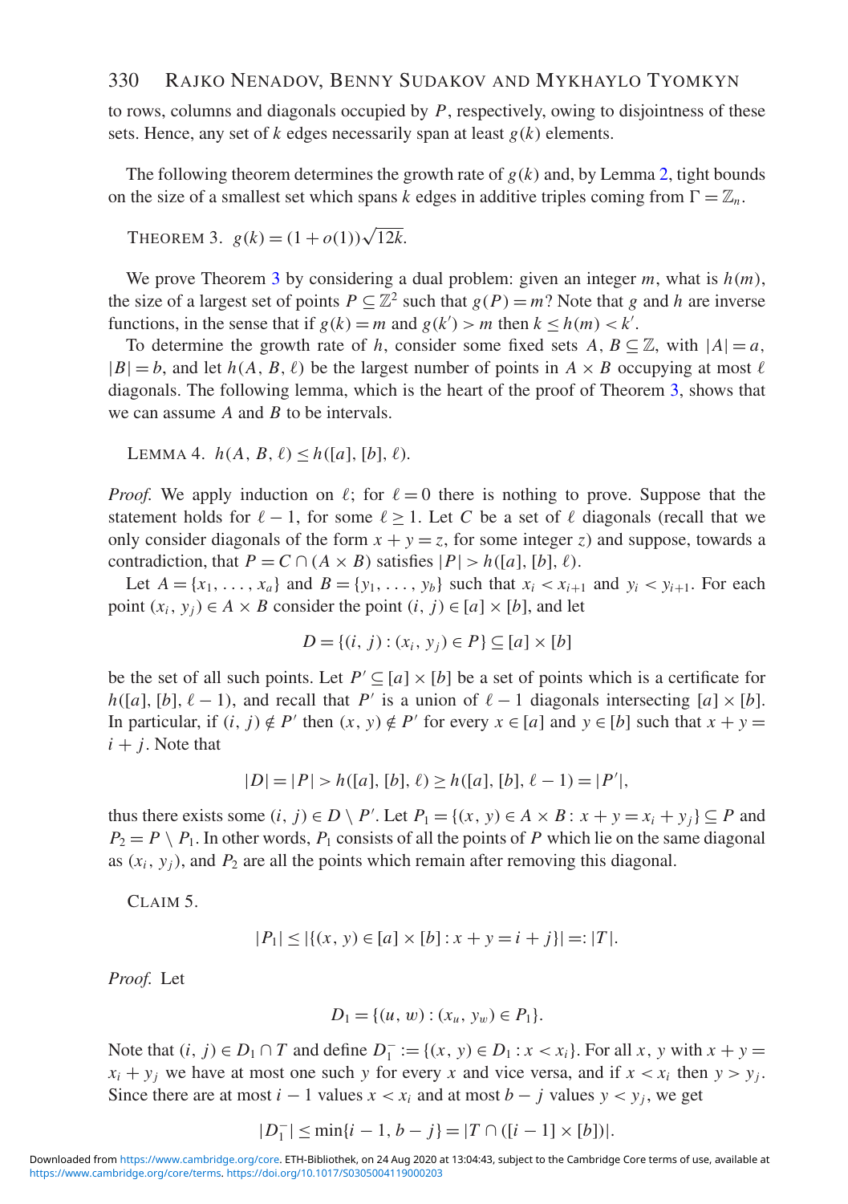to rows, columns and diagonals occupied by $P$, respectively, owing to disjointness of these sets. Hence, any set of $k$ edges necessarily span at least $g(k)$ elements.

The following theorem determines the growth rate of $g(k)$ and, by Lemma 2, tight bounds on the size of a smallest set which spans $k$ edges in additive triples coming from $\Gamma = \mathbb{Z}_n$.

THEOREM 3. $g(k) = (1 + o(1))\sqrt{12k}$.

We prove Theorem 3 by considering a dual problem: given an integer $m$, what is $h(m)$, the size of a largest set of points $P \subseteq \mathbb{Z}^2$ such that $g(P) = m$? Note that $g$ and $h$ are inverse functions, in the sense that if $g(k) = m$ and $g(k') > m$ then $k \leq h(m) < k'$.

To determine the growth rate of $h$, consider some fixed sets $A, B \subseteq \mathbb{Z}$, with $|A| = a$, $|B| = b$, and let $h(A, B, \ell)$ be the largest number of points in $A \times B$ occupying at most $\ell$ diagonals. The following lemma, which is the heart of the proof of Theorem 3, shows that we can assume $A$ and $B$ to be intervals.

LEMMA 4. $h(A, B, \ell) \leq h([a], [b], \ell)$.

*Proof.* We apply induction on $\ell$; for $\ell = 0$ there is nothing to prove. Suppose that the statement holds for $\ell - 1$, for some $\ell \geq 1$. Let $C$ be a set of $\ell$ diagonals (recall that we only consider diagonals of the form $x + y = z$, for some integer $z$) and suppose, towards a contradiction, that $P = C \cap (A \times B)$ satisfies $|P| > h([a], [b], \ell)$.

Let $A = \{x_1, \ldots, x_a\}$ and $B = \{y_1, \ldots, y_b\}$ such that $x_i < x_{i+1}$ and $y_i < y_{i+1}$. For each point $(x_i, y_j) \in A \times B$ consider the point $(i, j) \in [a] \times [b]$, and let

$$D = \{(i, j) : (x_i, y_j) \in P\} \subseteq [a] \times [b]$$

be the set of all such points. Let $P' \subseteq [a] \times [b]$ be a set of points which is a certificate for $h([a], [b], \ell - 1)$, and recall that $P'$ is a union of $\ell - 1$ diagonals intersecting $[a] \times [b]$. In particular, if $(i, j) \notin P'$ then $(x, y) \notin P'$ for every $x \in [a]$ and $y \in [b]$ such that $x + y = i + j$. Note that

$$|D| = |P| > h([a], [b], \ell) \geq h([a], [b], \ell - 1) = |P'|,$$

thus there exists some $(i, j) \in D \setminus P'$. Let $P_1 = \{(x, y) \in A \times B : x + y = x_i + y_j\} \subseteq P$ and $P_2 = P \setminus P_1$. In other words, $P_1$ consists of all the points of $P$ which lie on the same diagonal as $(x_i, y_j)$, and $P_2$ are all the points which remain after removing this diagonal.

CLAIM 5.

$$|P_1| \leq |\{(x, y) \in [a] \times [b] : x + y = i + j\}| =: |T|.$$

*Proof.* Let

$$D_1 = \{(u, w) : (x_u, y_w) \in P_1\}.$$

Note that $(i, j) \in D_1 \cap T$ and define $D_1^- := \{(x, y) \in D_1 : x < x_i\}$. For all $x, y$ with $x + y = x_i + y_j$ we have at most one such $y$ for every $x$ and vice versa, and if $x < x_i$ then $y > y_j$. Since there are at most $i - 1$ values $x < x_i$ and at most $b - j$ values $y < y_j$, we get

$$|D_1^-| \leq \min\{i - 1, b - j\} = |T \cap ([i - 1] \times [b])|.$$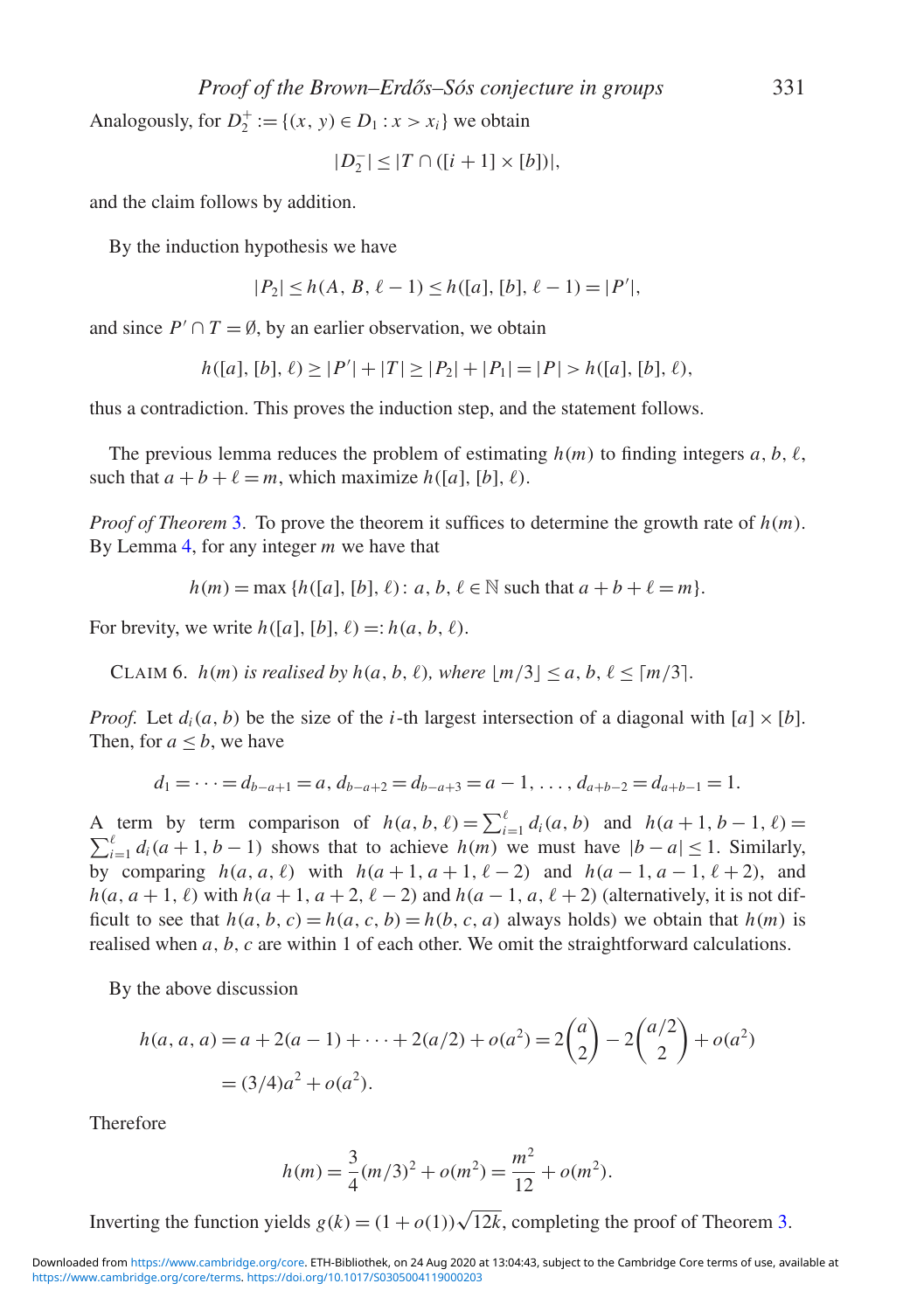Analogously, for $D_2^+ := \{(x, y) \in D_1 : x > x_i\}$ we obtain

$$|D_2^-| \leq |T \cap ([i+1] \times [b])|,$$

and the claim follows by addition.

By the induction hypothesis we have

$$|P_2| \leq h(A, B, \ell - 1) \leq h([a], [b], \ell - 1) = |P'|,$$

and since $P' \cap T = \emptyset$, by an earlier observation, we obtain

$$h([a], [b], \ell) \geq |P'| + |T| \geq |P_2| + |P_1| = |P| > h([a], [b], \ell),$$

thus a contradiction. This proves the induction step, and the statement follows.

The previous lemma reduces the problem of estimating $h(m)$ to finding integers $a, b, \ell$, such that $a + b + \ell = m$, which maximize $h([a], [b], \ell)$.

*Proof of Theorem* 3. To prove the theorem it suffices to determine the growth rate of $h(m)$. By Lemma 4, for any integer $m$ we have that

$$h(m) = \max \{h([a], [b], \ell) : a, b, \ell \in \mathbb{N} \text{ such that } a + b + \ell = m\}.$$

For brevity, we write $h([a], [b], \ell) =: h(a, b, \ell)$.

CLAIM 6. *$h(m)$ is realised by $h(a, b, \ell)$, where $\lfloor m/3 \rfloor \leq a, b, \ell \leq \lceil m/3 \rceil$.*

*Proof.* Let $d_i(a, b)$ be the size of the $i$-th largest intersection of a diagonal with $[a] \times [b]$. Then, for $a \leq b$, we have

$$d_1 = \cdots = d_{b-a+1} = a, d_{b-a+2} = d_{b-a+3} = a - 1, \ldots, d_{a+b-2} = d_{a+b-1} = 1.$$

A term by term comparison of $h(a, b, \ell) = \sum_{i=1}^{\ell} d_i(a, b)$ and $h(a + 1, b - 1, \ell) = \sum_{i=1}^{\ell} d_i(a + 1, b - 1)$ shows that to achieve $h(m)$ we must have $|b - a| \leq 1$. Similarly, by comparing $h(a, a, \ell)$ with $h(a + 1, a + 1, \ell - 2)$ and $h(a - 1, a - 1, \ell + 2)$, and $h(a, a + 1, \ell)$ with $h(a + 1, a + 2, \ell - 2)$ and $h(a - 1, a, \ell + 2)$ (alternatively, it is not difficult to see that $h(a, b, c) = h(a, c, b) = h(b, c, a)$ always holds) we obtain that $h(m)$ is realised when $a, b, c$ are within 1 of each other. We omit the straightforward calculations.

By the above discussion

$$h(a, a, a) = a + 2(a - 1) + \cdots + 2(a/2) + o(a^2) = 2\binom{a}{2} - 2\binom{a/2}{2} + o(a^2)$$
$$= (3/4)a^2 + o(a^2).$$

Therefore

$$h(m) = \frac{3}{4}(m/3)^2 + o(m^2) = \frac{m^2}{12} + o(m^2).$$

Inverting the function yields $g(k) = (1 + o(1))\sqrt{12k}$, completing the proof of Theorem 3.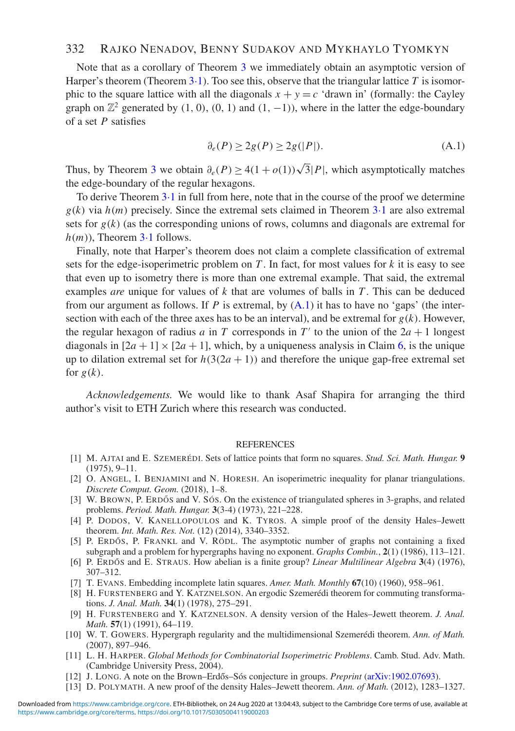Note that as a corollary of Theorem 3 we immediately obtain an asymptotic version of Harper's theorem (Theorem 3·1). Too see this, observe that the triangular lattice $T$ is isomorphic to the square lattice with all the diagonals $x + y = c$ 'drawn in' (formally: the Cayley graph on $\mathbb{Z}^2$ generated by $(1, 0)$, $(0, 1)$ and $(1, -1)$), where in the latter the edge-boundary of a set $P$ satisfies

$$\partial_e(P) \geq 2g(P) \geq 2g(|P|). \tag{A.1}$$

Thus, by Theorem 3 we obtain $\partial_e(P) \geq 4(1 + o(1))\sqrt{3}|P|$, which asymptotically matches the edge-boundary of the regular hexagons.

To derive Theorem 3·1 in full from here, note that in the course of the proof we determine $g(k)$ via $h(m)$ precisely. Since the extremal sets claimed in Theorem 3·1 are also extremal sets for $g(k)$ (as the corresponding unions of rows, columns and diagonals are extremal for $h(m)$), Theorem 3·1 follows.

Finally, note that Harper's theorem does not claim a complete classification of extremal sets for the edge-isoperimetric problem on $T$. In fact, for most values for $k$ it is easy to see that even up to isometry there is more than one extremal example. That said, the extremal examples *are* unique for values of $k$ that are volumes of balls in $T$. This can be deduced from our argument as follows. If $P$ is extremal, by (A.1) it has to have no 'gaps' (the intersection with each of the three axes has to be an interval), and be extremal for $g(k)$. However, the regular hexagon of radius $a$ in $T$ corresponds in $T'$ to the union of the $2a + 1$ longest diagonals in $[2a + 1] \times [2a + 1]$, which, by a uniqueness analysis in Claim 6, is the unique up to dilation extremal set for $h(3(2a + 1))$ and therefore the unique gap-free extremal set for $g(k)$.

*Acknowledgements.* We would like to thank Asaf Shapira for arranging the third author's visit to ETH Zurich where this research was conducted.

## REFERENCES

[1] M. AJTAI and E. SZEMERÉDI. Sets of lattice points that form no squares. *Stud. Sci. Math. Hungar.* **9** (1975), 9–11.

[2] O. ANGEL, I. BENJAMINI and N. HORESH. An isoperimetric inequality for planar triangulations. *Discrete Comput. Geom.* (2018), 1–8.

[3] W. BROWN, P. ERDŐS and V. SÓS. On the existence of triangulated spheres in 3-graphs, and related problems. *Period. Math. Hungar.* **3**(3-4) (1973), 221–228.

[4] P. DODOS, V. KANELLOPOULOS and K. TYROS. A simple proof of the density Hales–Jewett theorem. *Int. Math. Res. Not.* (12) (2014), 3340–3352.

[5] P. ERDŐS, P. FRANKL and V. RÖDL. The asymptotic number of graphs not containing a fixed subgraph and a problem for hypergraphs having no exponent. *Graphs Combin.*, **2**(1) (1986), 113–121.

[6] P. ERDŐS and E. STRAUS. How abelian is a finite group? *Linear Multilinear Algebra* **3**(4) (1976), 307–312.

[7] T. EVANS. Embedding incomplete latin squares. *Amer. Math. Monthly* **67**(10) (1960), 958–961.

[8] H. FURSTENBERG and Y. KATZNELSON. An ergodic Szemerédi theorem for commuting transformations. *J. Anal. Math.* **34**(1) (1978), 275–291.

[9] H. FURSTENBERG and Y. KATZNELSON. A density version of the Hales–Jewett theorem. *J. Anal. Math.* **57**(1) (1991), 64–119.

[10] W. T. GOWERS. Hypergraph regularity and the multidimensional Szemerédi theorem. *Ann. of Math.* (2007), 897–946.

[11] L. H. HARPER. *Global Methods for Combinatorial Isoperimetric Problems*. Camb. Stud. Adv. Math. (Cambridge University Press, 2004).

[12] J. LONG. A note on the Brown–Erdős–Sós conjecture in groups. *Preprint* (arXiv:1902.07693).

[13] D. POLYMATH. A new proof of the density Hales–Jewett theorem. *Ann. of Math.* (2012), 1283–1327.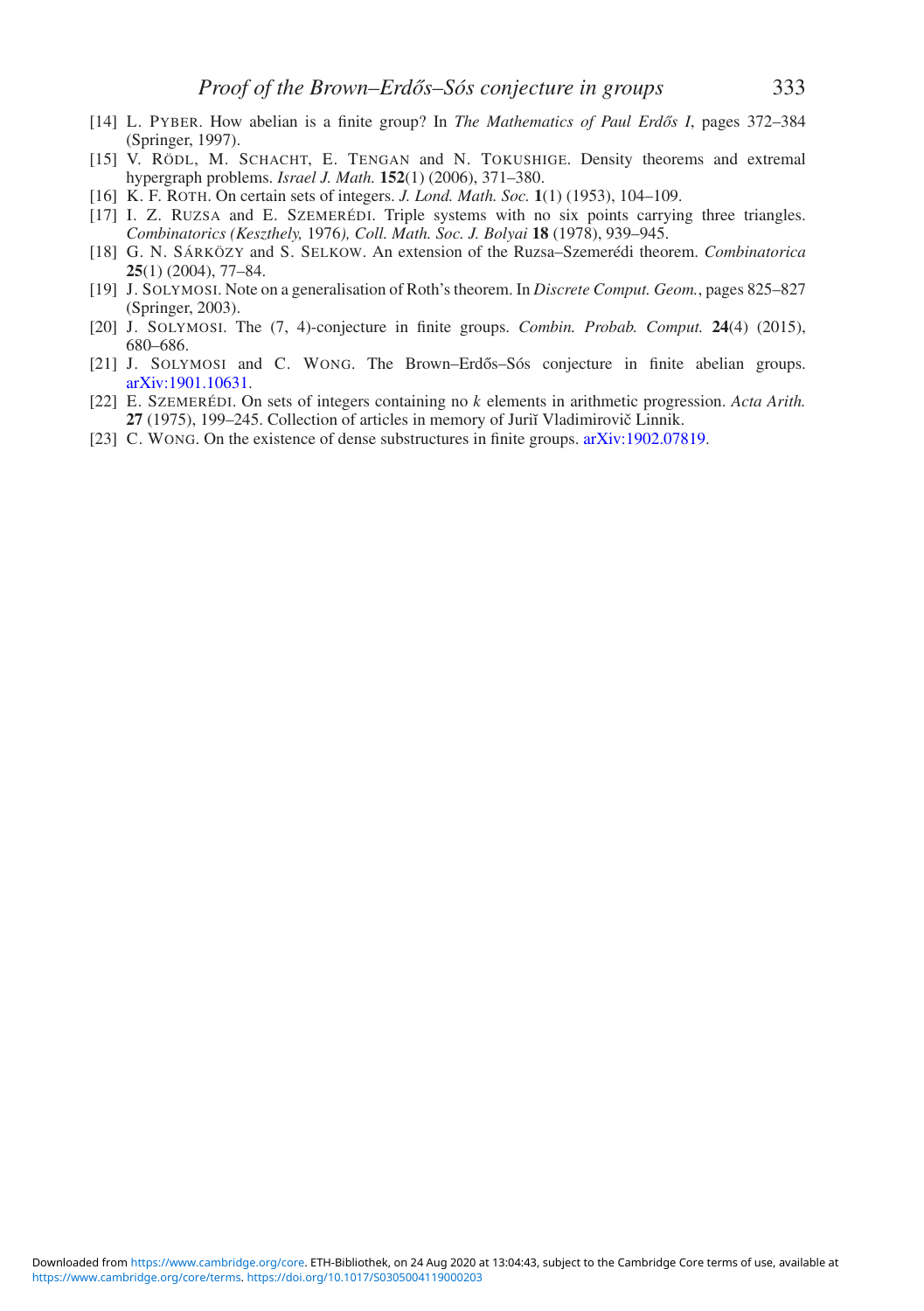[14] L. Pyber. How abelian is a finite group? In *The Mathematics of Paul Erdős I*, pages 372–384 (Springer, 1997).

[15] V. Rödl, M. Schacht, E. Tengan and N. Tokushige. Density theorems and extremal hypergraph problems. *Israel J. Math.* **152**(1) (2006), 371–380.

[16] K. F. Roth. On certain sets of integers. *J. Lond. Math. Soc.* **1**(1) (1953), 104–109.

[17] I. Z. Ruzsa and E. Szemerédi. Triple systems with no six points carrying three triangles. *Combinatorics (Keszthely,* 1976*), Coll. Math. Soc. J. Bolyai* **18** (1978), 939–945.

[18] G. N. Sárközy and S. Selkow. An extension of the Ruzsa–Szemerédi theorem. *Combinatorica* **25**(1) (2004), 77–84.

[19] J. Solymosi. Note on a generalisation of Roth's theorem. In *Discrete Comput. Geom.*, pages 825–827 (Springer, 2003).

[20] J. Solymosi. The (7, 4)-conjecture in finite groups. *Combin. Probab. Comput.* **24**(4) (2015), 680–686.

[21] J. Solymosi and C. Wong. The Brown–Erdős–Sós conjecture in finite abelian groups. arXiv:1901.10631.

[22] E. Szemerédi. On sets of integers containing no $k$ elements in arithmetic progression. *Acta Arith.* **27** (1975), 199–245. Collection of articles in memory of Juriĭ Vladimirovič Linnik.

[23] C. Wong. On the existence of dense substructures in finite groups. arXiv:1902.07819.